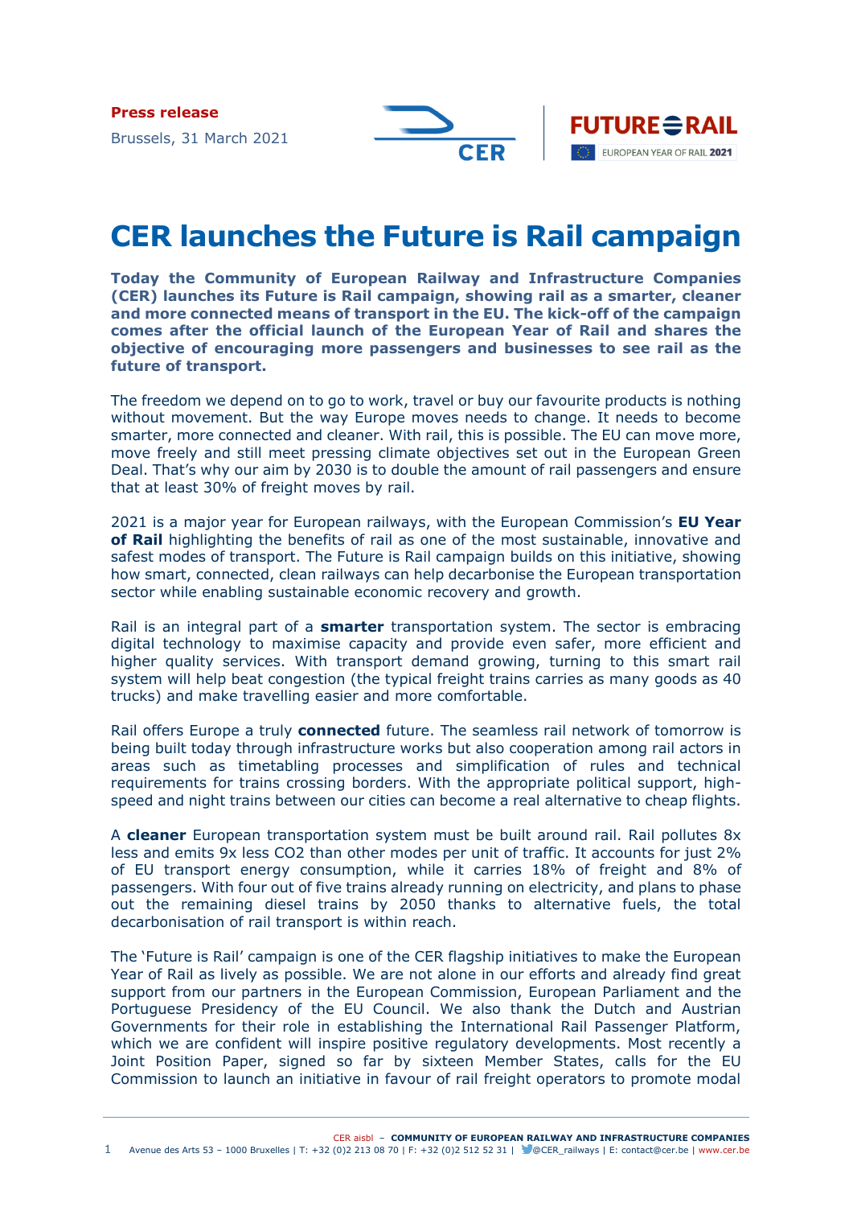**Press release**

Brussels, 31 March 2021

# CER launches the Future is Rail campaign

**Today the Community of European Railway and Infrastructure Companies (CER) launches its Future is Rail campaign, showing rail as a smarter, cleaner and more connected means of transport in the EU. The kick-off of the campaign comes after the official launch of the European Year of Rail and shares the objective of encouraging more passengers and businesses to see rail as the future of transport.**

The freedom we depend on to go to work, travel or buy our favourite products is nothing without movement. But the way Europe moves needs to change. It needs to become smarter, more connected and cleaner. With rail, this is possible. The EU can move more, move freely and still meet pressing climate objectives set out in the European Green Deal. That's why our aim by 2030 is to double the amount of rail passengers and ensure that at least 30% of freight moves by rail.

2021 is a major year for European railways, with the European Commission's **EU Year of Rail** highlighting the benefits of rail as one of the most sustainable, innovative and safest modes of transport. The Future is Rail campaign builds on this initiative, showing how smart, connected, clean railways can help decarbonise the European transportation sector while enabling sustainable economic recovery and growth.

Rail is an integral part of a **smarter** transportation system. The sector is embracing digital technology to maximise capacity and provide even safer, more efficient and higher quality services. With transport demand growing, turning to this smart rail system will help beat congestion (the typical freight trains carries as many goods as 40 trucks) and make travelling easier and more comfortable.

Rail offers Europe a truly **connected** future. The seamless rail network of tomorrow is being built today through infrastructure works but also cooperation among rail actors in areas such as timetabling processes and simplification of rules and technical requirements for trains crossing borders. With the appropriate political support, high-speed and night trains between our cities can become a real alternative to cheap flights.

A **cleaner** European transportation system must be built around rail. Rail pollutes 8x less and emits 9x less $CO_2$ than other modes per unit of traffic. It accounts for just 2% of EU transport energy consumption, while it carries 18% of freight and 8% of passengers. With four out of five trains already running on electricity, and plans to phase out the remaining diesel trains by 2050 thanks to alternative fuels, the total decarbonisation of rail transport is within reach.

The 'Future is Rail' campaign is one of the CER flagship initiatives to make the European Year of Rail as lively as possible. We are not alone in our efforts and already find great support from our partners in the European Commission, European Parliament and the Portuguese Presidency of the EU Council. We also thank the Dutch and Austrian Governments for their role in establishing the International Rail Passenger Platform, which we are confident will inspire positive regulatory developments. Most recently a Joint Position Paper, signed so far by sixteen Member States, calls for the EU Commission to launch an initiative in favour of rail freight operators to promote modal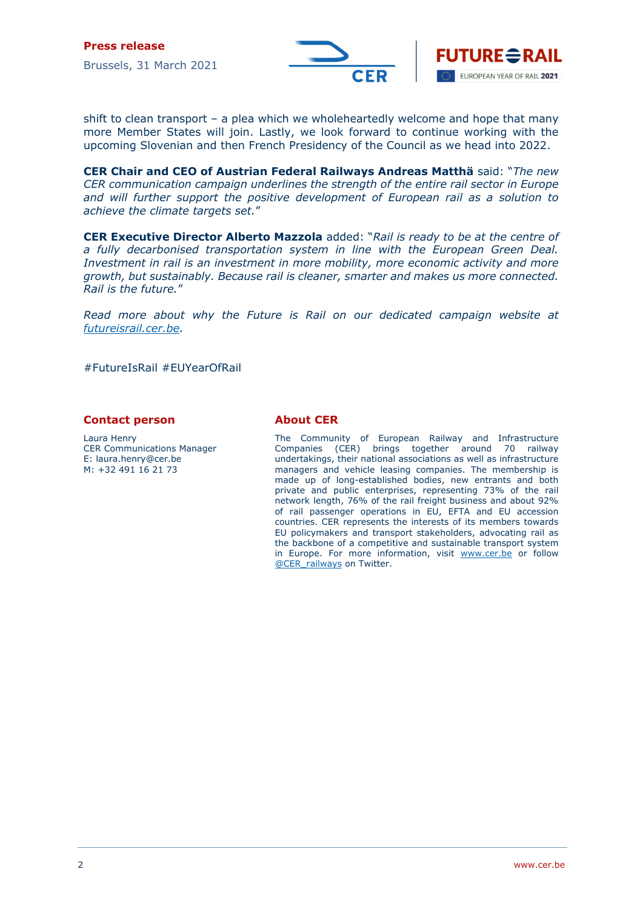shift to clean transport – a plea which we wholeheartedly welcome and hope that many more Member States will join. Lastly, we look forward to continue working with the upcoming Slovenian and then French Presidency of the Council as we head into 2022.

**CER Chair and CEO of Austrian Federal Railways Andreas Matthä** said: "*The new CER communication campaign underlines the strength of the entire rail sector in Europe and will further support the positive development of European rail as a solution to achieve the climate targets set.*"

**CER Executive Director Alberto Mazzola** added: "*Rail is ready to be at the centre of a fully decarbonised transportation system in line with the European Green Deal. Investment in rail is an investment in more mobility, more economic activity and more growth, but sustainably. Because rail is cleaner, smarter and makes us more connected. Rail is the future.*"

*Read more about why the Future is Rail on our dedicated campaign website at [futureisrail.cer.be](futureisrail.cer.be).*

#FutureIsRail #EUYearOfRail

## Contact person

Laura Henry
CER Communications Manager
E: laura.henry@cer.be
M: +32 491 16 21 73

## About CER

The Community of European Railway and Infrastructure Companies (CER) brings together around 70 railway undertakings, their national associations as well as infrastructure managers and vehicle leasing companies. The membership is made up of long-established bodies, new entrants and both private and public enterprises, representing 73% of the rail network length, 76% of the rail freight business and about 92% of rail passenger operations in EU, EFTA and EU accession countries. CER represents the interests of its members towards EU policymakers and transport stakeholders, advocating rail as the backbone of a competitive and sustainable transport system in Europe. For more information, visit [www.cer.be](www.cer.be) or follow [@CER_railways](@CER_railways) on Twitter.